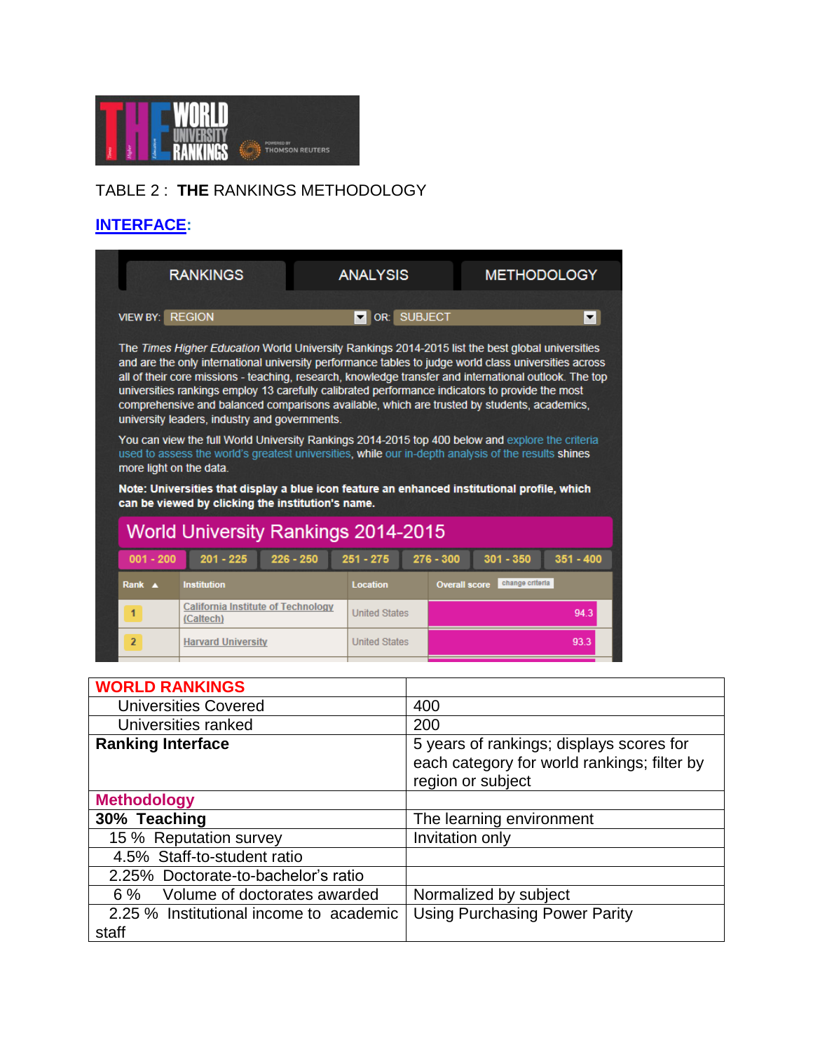TABLE 2 : **THE** RANKINGS METHODOLOGY

**INTERFACE:**

RANKINGS | ANALYSIS | METHODOLOGY

VIEW BY: REGION OR: SUBJECT

The *Times Higher Education* World University Rankings 2014-2015 list the best global universities and are the only international university performance tables to judge world class universities across all of their core missions - teaching, research, knowledge transfer and international outlook. The top universities rankings employ 13 carefully calibrated performance indicators to provide the most comprehensive and balanced comparisons available, which are trusted by students, academics, university leaders, industry and governments.

You can view the full World University Rankings 2014-2015 top 400 below and explore the criteria used to assess the world's greatest universities, while our in-depth analysis of the results shines more light on the data.

**Note: Universities that display a blue icon feature an enhanced institutional profile, which can be viewed by clicking the institution's name.**

World University Rankings 2014-2015

001 - 200 | 201 - 225 | 226 - 250 | 251 - 275 | 276 - 300 | 301 - 350 | 351 - 400

| Rank | Institution | Location | Overall score |
|---|---|---|---|
| 1 | California Institute of Technology (Caltech) | United States | 94.3 |
| 2 | Harvard University | United States | 93.3 |

| **WORLD RANKINGS** | |
|---|---|
| Universities Covered | 400 |
| Universities ranked | 200 |
| **Ranking Interface** | 5 years of rankings; displays scores for each category for world rankings; filter by region or subject |
| **Methodology** | |
| **30% Teaching** | The learning environment |
| 15 % Reputation survey | Invitation only |
| 4.5% Staff-to-student ratio | |
| 2.25% Doctorate-to-bachelor's ratio | |
| 6 % Volume of doctorates awarded | Normalized by subject |
| 2.25 % Institutional income to academic staff | Using Purchasing Power Parity |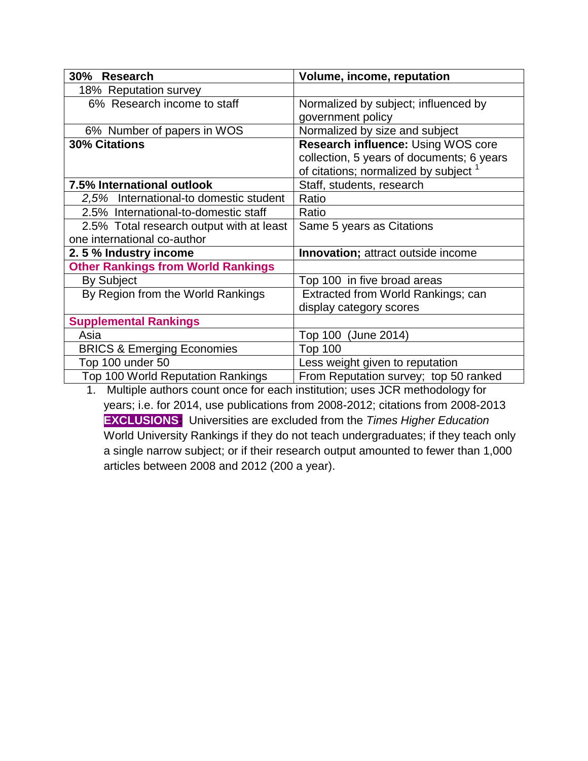| | |
|---|---|
| **30% Research** | **Volume, income, reputation** |
| 18% Reputation survey | |
| 6% Research income to staff | Normalized by subject; influenced by government policy |
| 6% Number of papers in WOS | Normalized by size and subject |
| **30% Citations** | **Research influence:** Using WOS core collection, 5 years of documents; 6 years of citations; normalized by subject [1] |
| **7.5% International outlook** | Staff, students, research |
| *2,5%* International-to domestic student | Ratio |
| 2.5% International-to-domestic staff | Ratio |
| 2.5% Total research output with at least one international co-author | Same 5 years as Citations |
| **2. 5 % Industry income** | **Innovation;** attract outside income |
| **Other Rankings from World Rankings** | |
| By Subject | Top 100 in five broad areas |
| By Region from the World Rankings | Extracted from World Rankings; can display category scores |
| **Supplemental Rankings** | |
| Asia | Top 100 (June 2014) |
| BRICS & Emerging Economies | Top 100 |
| Top 100 under 50 | Less weight given to reputation |
| Top 100 World Reputation Rankings | From Reputation survey; top 50 ranked |

1. Multiple authors count once for each institution; uses JCR methodology for years; i.e. for 2014, use publications from 2008-2012; citations from 2008-2013

   **EXCLUSIONS:** Universities are excluded from the *Times Higher Education* World University Rankings if they do not teach undergraduates; if they teach only a single narrow subject; or if their research output amounted to fewer than 1,000 articles between 2008 and 2012 (200 a year).